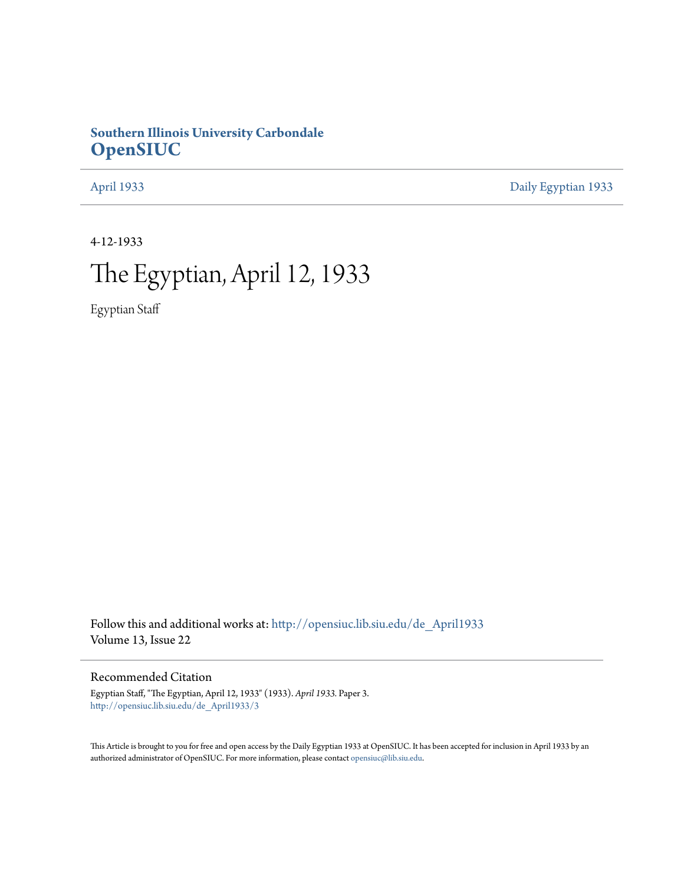**Southern Illinois University Carbondale**
**OpenSIUC**

April 1933 | Daily Egyptian 1933

4-12-1933

# The Egyptian, April 12, 1933

Egyptian Staff

Follow this and additional works at: http://opensiuc.lib.siu.edu/de_April1933
Volume 13, Issue 22

## Recommended Citation

Egyptian Staff, "The Egyptian, April 12, 1933" (1933). *April 1933.* Paper 3.
http://opensiuc.lib.siu.edu/de_April1933/3

This Article is brought to you for free and open access by the Daily Egyptian 1933 at OpenSIUC. It has been accepted for inclusion in April 1933 by an authorized administrator of OpenSIUC. For more information, please contact opensiuc@lib.siu.edu.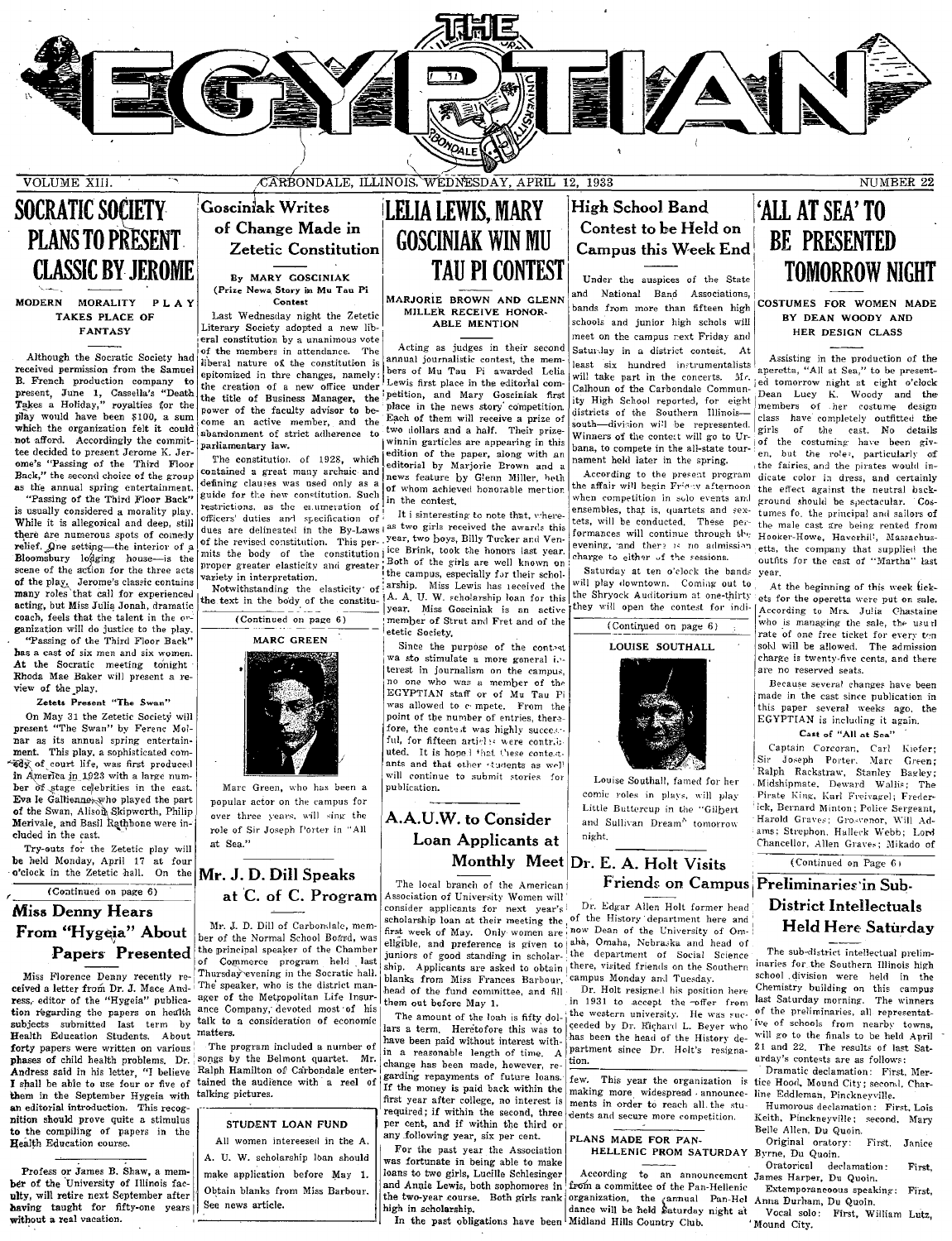# THE EGYPTIAN

VOLUME XIII. CARBONDALE, ILLINOIS, WEDNESDAY, APRIL 12, 1933 NUMBER 22

## SOCRATIC SOCIETY PLANS TO PRESENT CLASSIC BY JEROME

### MODERN MORALITY PLAY TAKES PLACE OF FANTASY

Although the Socratic Society had received permission from the Samuel B. French production company to present, June 1, Cassella's "Death Takes a Holiday," royalties for the play would have been $100, a sum which the organization felt it could not afford. Accordingly the committee decided to present Jerome K. Jerome's "Passing of the Third Floor Back," the second choice of the group as the annual spring entertainment.

"Passing of the Third Floor Back" is usually considered a morality play. While it is allegorical and deep, still there are numerous spots of comedy relief. One setting—the interior of a Bloomsbury lodging house—is the scene of the action for the three acts of the play. Jerome's classic contains many roles that call for experienced acting, but Miss Julia Jonah, dramatic coach, feels that the talent in the organization will do justice to the play.

"Passing of the Third Floor Back" has a cast of six men and six women. At the Socratic meeting tonight Rhoda Mae Baker will present a review of the play.

**Zetets Present "The Swan"**

On May 31 the Zetetic Society will present "The Swan" by Ferenc Molnar as its annual spring entertainment. This play, a sophisticated comedy of court life, was first produced in America in 1923 with a large number of stage celebrities in the cast. Eva le Gallienne, who played the part of the Swan, Alison Skipworth, Philip Merivale, and Basil Rathbone were included in the cast.

Try-outs for the Zetetic play will be held Monday, April 17 at four o'clock in the Zetetic hall. On the

(Continued on page 6)

## Miss Denny Hears From "Hygeia" About Papers Presented

Miss Florence Denny recently received a letter from Dr. J. Mace Andress, editor of the "Hygeia" publication regarding the papers on health subjects submitted last term by Health Education Students. About forty papers were written on various phases of child health problems. Dr. Andress said in his letter, "I believe I shall be able to use four or five of them in the September Hygeia with an editorial introduction. This recognition should prove quite a stimulus to the compiling of papers in the Health Education course.

Professor James B. Shaw, a member of the University of Illinois faculty, will retire next September after having taught for fifty-one years without a real vacation.

## Gosciniak Writes of Change Made in Zetetic Constitution

By MARY GOSCINIAK
(Prize News Story in Mu Tau Pi Contest)

Last Wednesday night the Zetetic Literary Society adopted a new liberal constitution by a unanimous vote of the members in attendance. The liberal nature of the constitution is epitomized in three changes, namely: the creation of a new office under the title of Business Manager, the power of the faculty advisor to become an active member, and the abandonment of strict adherence to parliamentary law.

The constitution of 1928, which contained a great many archaic and defining clauses was used only as a guide for the new constitution. Such restrictions, as the enumeration of officers' duties and specification of dues are delineated in the By-Laws of the revised constitution. This permits the body of the constitution proper greater elasticity and greater variety in interpretation.

Notwithstanding the elasticity of the text in the body of the constitu-

(Continued on page 6)

**MARC GREEN**

Marc Green, who has been a popular actor on the campus for over three years, will sing the role of Sir Joseph Porter in "All at Sea."

## Mr. J. D. Dill Speaks at C. of C. Program

Mr. J. D. Dill of Carbondale, member of the Normal School Board, was the principal speaker of the Chamber of Commerce program held last Thursday evening in the Socratic hall. The speaker, who is the district manager of the Metropolitan Life Insurance Company, devoted most of his talk to a consideration of economic matters.

The program included a number of songs by the Belmont quartet. Mr. Ralph Hamilton of Carbondale entertained the audience with a reel of talking pictures.

**STUDENT LOAN FUND**

All women intereested in the A. A. U. W. scholarship loan should make application before May 1. Obtain blanks from Miss Barbour. See news article.

## LELIA LEWIS, MARY GOSCINIAK WIN MU TAU PI CONTEST

### MARJORIE BROWN AND GLENN MILLER RECEIVE HONORABLE MENTION

Acting as judges in their second annual journalistic contest, the members of Mu Tau Pi awarded Lelia Lewis first place in the editorial competition, and Mary Gosciniak first place in the news story competition. Each of them will receive a prize of two dollars and a half. Their prize-winnin garticles are appearing in this edition of the paper, along with an editorial by Marjorie Brown and a news feature by Glenn Miller, both of whom achieved honorable mention in the contest.

It is interesting to note that, whereas two girls received the awards this year, two boys, Billy Tucker and Venice Brink, took the honors last year. Both of the girls are well known on the campus, especially for their scholarship. Miss Lewis has received the A. A. U. W. scholarship loan for this year. Miss Gosciniak is an active member of Strut and Fret and of the Zetetic Society.

Since the purpose of the contest was to stimulate a more general interest in journalism on the campus, no one who was a member of the EGYPTIAN staff or of Mu Tau Pi was allowed to compete. From the point of the number of entries, therefore, the contest was highly successful, for fifteen articles were contributed. It is hoped that these contestants and that other students as well will continue to submit stories for publication.

## A.A.U.W. to Consider Loan Applicants at Monthly Meet

The local branch of the American Association of University Women will consider applicants for next year's scholarship loan at their meeting the first week of May. Only women are eligible, and preference is given to juniors of good standing in scholarship. Applicants are asked to obtain blanks from Miss Frances Barbour, head of the fund committee, and fill them out before May 1.

The amount of the loan is fifty dollars a term. Heretofore this was to have been paid without interest within a reasonable length of time. A change has been made, however, regarding repayments of future loans. If the money is paid back within the first year after college, no interest is required; if within the second, three per cent, and if within the third or any following year, six per cent.

For the past year the Association was fortunate in being able to make loans to two girls, Lucille Schlesinger and Annie Lewis, both sophomores in the two-year course. Both girls rank high in scholarship.

In the past obligations have been

## High School Band Contest to be Held on Campus this Week End

Under the auspices of the State and National Band Associations, bands from more than fifteen high schools and junior high schols will meet on the campus next Friday and Saturday in a district contest. At least six hundred instrumentalists will take part in the concerts. Mr. Calhoun of the Carbondale Community High School reported, for eight districts of the Southern Illinois—south—division will be represented. Winners of the contest will go to Urbana, to compete in the all-state tournament held later in the spring.

According to the present program the affair will begin Friday afternoon when competition in solo events and ensembles, that is, quartets and sextets, will be conducted. These performances will continue through the evening, and there is no admission charge to either of the sessions.

Saturday at ten o'clock the bands will play downtown. Coming out to the Shryock Auditorium at one-thirty they will open the contest for indi-

(Continued on page 6)

**LOUISE SOUTHALL**

Louise Southall, famed for her comic roles in plays, will play Little Buttercup in the "Gilbert and Sullivan Dream" tomorrow night.

## Dr. E. A. Holt Visits Friends on Campus

Dr. Edgar Allen Holt former head of the History department here and now Dean of the University of Omaha, Omaha, Nebraska and head of the department of Social Science there, visited friends on the Southern campus Monday and Tuesday.

Dr. Holt resigned his position here in 1931 to accept the offer from the western university. He was succeeded by Dr. Richard L. Beyer who has been the head of the History department since Dr. Holt's resignation.

few. This year the organization is making more widespread announcements in order to reach all the students and secure more competition.

**PLANS MADE FOR PAN-HELLENIC PROM SATURDAY**

According to an announcement from a committee of the Pan-Hellenic organization, the annual Pan-Hel dance will be held Saturday night at Midland Hills Country Club.

## 'ALL AT SEA' TO BE PRESENTED TOMORROW NIGHT

### COSTUMES FOR WOMEN MADE BY DEAN WOODY AND HER DESIGN CLASS

Assisting in the production of the aperetta, "All at Sea," to be presented tomorrow night at eight o'clock Dean Lucy K. Woody and the members of her costume design class have completely outfitted the girls of the cast. No details of the costuming have been given, but the roles, particularly of the fairies, and the pirates would indicate color in dress, and certainly the effect against the neutral background should be spectacular. Costumes for the principal and sailors of the male cast are being rented from Hooker-Howe, Haverhill, Massachusetts, the company that supplied the outfits for the cast of "Martha" last year.

At the beginning of this week tickets for the operetta were put on sale. According to Mrs. Julia Chastaine who is managing the sale, the usual rate of one free ticket for every ten sold will be allowed. The admission charge is twenty-five cents, and there are no reserved seats.

Because several changes have been made in the cast since publication in this paper several weeks ago, the EGYPTIAN is including it again.

**Cast of "All at Sea"**

Captain Corcoran, Carl Kiefer; Sir Joseph Porter, Marc Green; Ralph Rackstraw, Stanley Bagley; Midshipmate, Deward Wallis; The Pirate King, Karl Freivagel; Frederick, Bernard Minton; Police Sergeant, Harold Graves; Grosvenor, Will Adams; Strephon, Halleck Webb; Lord Chancellor, Allen Graves; Mikado of

(Continued on Page 6)

## Preliminaries in Sub-District Intellectuals Held Here Saturday

The sub-district intellectual preliminaries for the Southern Illinois high school division were held in the Chemistry building on this campus last Saturday morning. The winners of the preliminaries, all representative of schools from nearby towns, will go to the finals to be held April 21 and 22. The results of last Saturday's contests are as follows:

Dramatic declamation: First, Mertice Hood, Mound City; second, Charline Eddleman, Pinckneyville.

Humorous declamation: First, Lois Keith, Pinckneyville; second, Mary Belle Allen, Du Quoin.

Original oratory: First, Janice Byrne, Du Quoin.

Oratorical declamation: First, James Harper, Du Quoin.

Extemporaneous speaking: First, Anna Durham, Du Quoin.

Vocal solo: First, William Lutz, Mound City.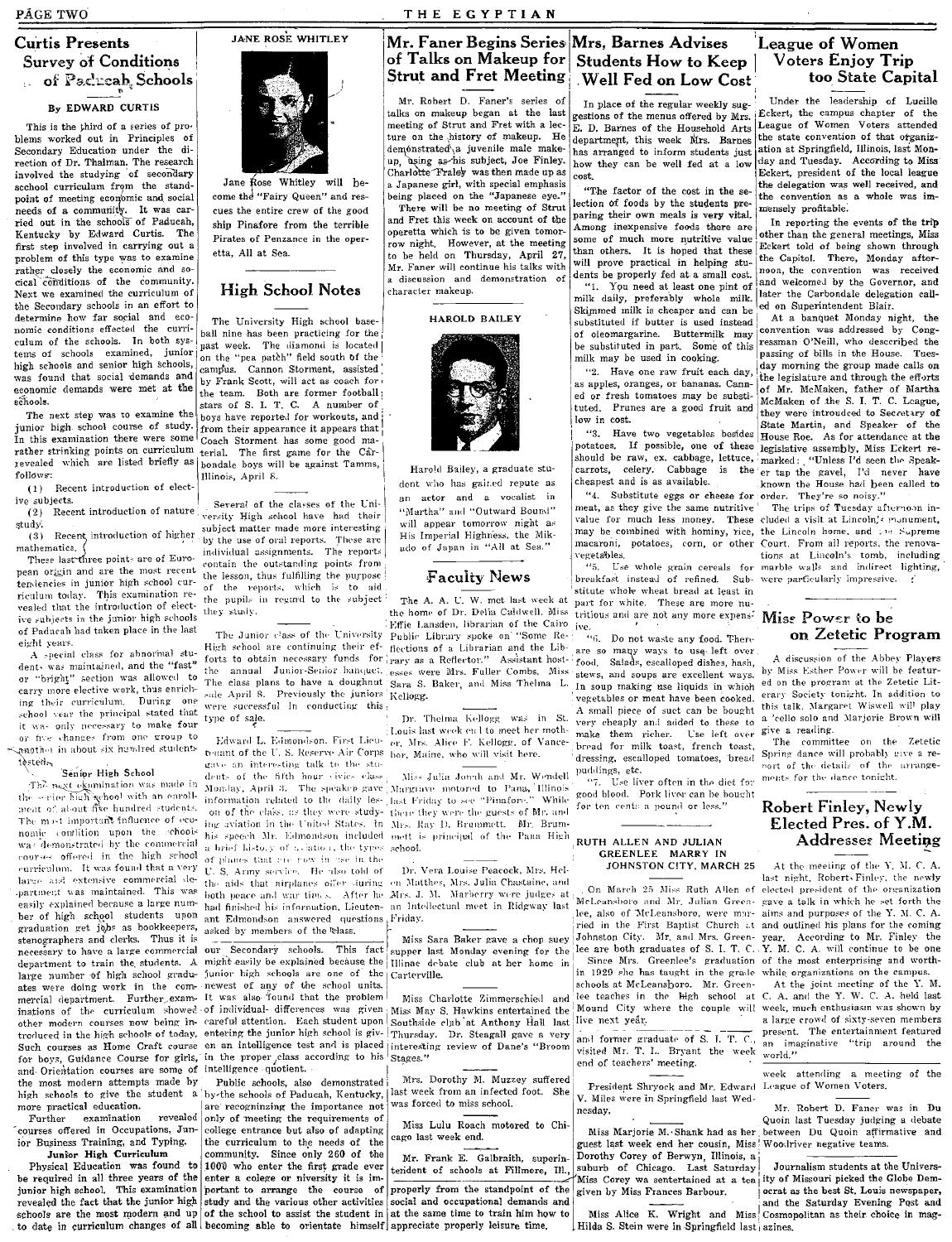## Curtis Presents Survey of Conditions of Paducah Schools

By EDWARD CURTIS

This is the third of a series of problems worked out in Principles of Secondary Education under the direction of Dr. Thalman. The research involved the studying of secondary school curriculum from the standpoint of meeting economic and social needs of a community. It was carried out in the schools of Paducah, Kentucky by Edward Curtis. The first step involved in carrying out a problem of this type was to examine rather closely the economic and social conditions of the community. Next we examined the curriculum of the Secondary schools in an effort to determine how far social and economic conditions effected the curriculum of the schools. In both systems of schools examined, junior high schools and senior high schools, was found that social demands and economic demands were met at the schools.

The next step was to examine the junior high school course of study. In this examination there were some rather striking points on curriculum revealed which are listed briefly as follows:

(1) Recent introduction of elective subjects.

(2) Recent introduction of nature study.

(3) Recent introduction of higher mathematics.

These last three points are of European origin and are the most recent tendencies in junior high school curriculum today. This examination revealed that the introduction of elective subjects in the junior high schools of Paducah had taken place in the last eight years.

A special class for abnormal students was maintained, and the "fast" or "bright" section was allowed to carry more elective work, thus enriching their curriculum. During one school year the principal stated that it was only necessary to make four or five changes from one group to another in about six hundred students tested.

### Senior High School

The next examination was made in the senior high school with an enrollment of about five hundred students. The most important influence of economic condition upon the schools was demonstrated by the commercial courses offered in the high school curriculum. It was found that a very large and extensive commercial department was maintained. This was easily explained because a large number of high school students upon graduation get jobs as bookkeepers, stenographers and clerks. Thus it is necessary to have a large commercial department to train the students. A large number of high school graduates were doing work in the commercial department. Further examinations of the curriculum showed other modern courses now being introduced in the high schools of today. Such courses as Home Craft course for boys, Guidance Course for girls, and Orientation courses are some of the most modern attempts made by high schools to give the student a more practical education.

Further examination revealed courses offered in Occupations, Junior Business Training, and Typing.

### Junior High Curriculum

Physical Education was found to be required in all three years of the junior high school. This examination revealed the fact that the junior high schools are the most modern and up to date in curriculum changes of all our Secondary schools. This fact might easily be explained because the junior high schools are one of the newest of any of the school units. It was also found that the problem of individual differences was given careful attention. Each student upon entering the junior high school is given an intelligence test and is placed in the proper class according to his intelligence quotient.

Public schools, also demonstrated by the schools of Paducah, Kentucky, are recognizing the importance not only of meeting the requirements of college entrance but also of adapting the curriculum to the needs of the community. Since only 260 of the 1000 who enter the first grade ever enter a college or university it is important to arrange the course of study and the various other activities of the school to assist the student in becoming able to orientate himself properly from the standpoint of the social and occupational demands and at the same time to train him how to appreciate properly leisure time.

JANE ROSE WHITLEY

Jane Rose Whitley will become the "Fairy Queen" and rescues the entire crew of the good ship Pinafore from the terrible Pirates of Penzance in the operetta, All at Sea.

## High School Notes

The University High school baseball nine has been practicing for the past week. The diamond is located on the "pea patch" field south of the campus. Cannon Storment, assisted by Frank Scott, will act as coach for the team. Both are former football stars of S. I. T. C. A number of boys have reported for workouts, and from their appearance it appears that Coach Storment has some good material. The first game for the Carbondale boys will be against Tamms, Illinois, April 8.

Several of the classes of the University High school have had their subject matter made more interesting by the use of oral reports. These are individual assignments. The reports contain the outstanding points from the lesson, thus fulfilling the purpose of the reports, which is to aid the pupils in regard to the subject they study.

The Junior class of the University High school are continuing their efforts to obtain necessary funds for the annual Junior-Senior banquet. The class plans to have a doughnut sale April 8. Previously the juniors were successful in conducting this type of sale.

Edward L. Edmondson, First Lieutenant of the U. S. Reserve Air Corps gave an interesting talk to the students of the fifth hour civics class Monday, April 3. The speaker gave information related to the daily lesson of the class, as they were studying aviation in the United States. In his speech Mr. Edmondson included a brief history of aviation, the types of planes that are now in use in the U. S. Army service. He also told of the aids that airplanes offer during both peace and war times. After he had finished his information, Lieutenant Edmondson answered questions asked by members of the class.

## Mr. Faner Begins Series of Talks on Makeup for Strut and Fret Meeting

Mr. Robert D. Faner's series of talks on makeup began at the last meeting of Strut and Fret with a lecture on the history of makeup. He demonstrated a juvenile male makeup, using as his subject, Joe Finley. Charlotte Fraley was then made up as a Japanese girl, with special emphasis being placed on the "Japanese eye."

There will be no meeting of Strut and Fret this week on account of the operetta which is to be given tomorrow night. However, at the meeting to be held on Thursday, April 27, Mr. Faner will continue his talks with a discussion and demonstration of character makeup.

HAROLD BAILEY

Harold Bailey, a graduate student who has gained repute as an actor and a vocalist in "Martha" and "Outward Bound" will appear tomorrow night as His Imperial Highness, the Mikado of Japan in "All at Sea."

## Faculty News

The A. A. U. W. met last week at the home of Dr. Delia Caldwell. Miss Effie Lansden, librarian of the Cairo Public Library spoke on "Some Reflections of a Librarian and the Library as a Reflector." Assistant hostesses were Mrs. Fuller Combs, Miss Sara S. Baker, and Miss Thelma L. Kellogg.

Dr. Thelma Kellogg was in St. Louis last week end to meet her mother, Mrs. Alice F. Kellogg, of Vanceboro, Maine, who will visit here.

Miss Julia Jonah and Mr. Wendell Margrave motored to Pana, Illinois last Friday to see "Pinafore." While there they were the guests of Mr. and Mrs. Ray D. Brummett. Mr. Brummett is principal of the Pana High school.

Dr. Vera Louise Peacock, Mrs. Helen Matthes, Mrs. Julia Chastaine, and Mrs. J. M. Marberry were judges at an Intellectual meet in Ridgway last Friday.

Miss Sara Baker gave a chop suey supper last Monday evening for the Illinae debate club at her home in Carterville.

Miss Charlotte Zimmerschied and Miss May S. Hawkins entertained the Southside club at Anthony Hall last Thursday. Dr. Steagall gave a very interesting review of Dane's "Broom Stages."

Mrs. Dorothy M. Muzzey suffered last week from an infected foot. She was forced to miss school.

Miss Lulu Roach motored to Chicago last week end.

Mr. Frank E. Galbraith, superintendent of schools at Fillmore, Ill.,

## Mrs. Barnes Advises Students How to Keep Well Fed on Low Cost

In place of the regular weekly suggestions of the menus offered by Mrs. E. D. Barnes of the Household Arts department, this week Mrs. Barnes has arranged to inform students just how they can be well fed at a low cost.

"The factor of the cost in the selection of foods by the students preparing their own meals is very vital. Among inexpensive foods there are some of much more nutritive value than others. It is hoped that these will prove practical in helping students be properly fed at a small cost.

"1. You need at least one pint of milk daily, preferably whole milk. Skimmed milk is cheaper and can be substituted if butter is used instead of oleomargarine. Buttermilk may be substituted in part. Some of this milk may be used in cooking.

"2. Have one raw fruit each day, as apples, oranges, or bananas. Canned or fresh tomatoes may be substituted. Prunes are a good fruit and low in cost.

"3. Have two vegetables besides potatoes. If possible, one of these should be raw, ex. cabbage, lettuce, carrots, celery. Cabbage is the cheapest and is as available.

"4. Substitute eggs or cheese for meat, as they give the same nutritive value for much less money. These may be combined with hominy, rice, macaroni, potatoes, corn, or other vegetables.

"5. Use whole grain cereals for breakfast instead of refined. Substitute whole wheat bread at least in part for white. These are more nutritious and are not any more expensive.

"6. Do not waste any food. There are so many ways to use left over food. Salads, escalloped dishes, hash, stews, and soups are excellent ways. In soup making use liquids in which vegetables or meat have been cooked. A small piece of suet can be bought very cheaply and added to these to make them richer. Use left over bread for milk toast, french toast, dressing, escalloped tomatoes, bread puddings, etc.

"7. Use liver often in the diet for good blood. Pork liver can be bought for ten cents a pound or less."

### RUTH ALLEN AND JULIAN GREENLEE MARRY IN JOHNSTON CITY, MARCH 25

On March 25 Miss Ruth Allen of McLeansboro and Mr. Julian Greenlee, also of McLeansboro, were married in the First Baptist Church at Johnston City. Mr. and Mrs. Greenlee are both graduates of S. I. T. C.

Since Mrs. Greenlee's graduation in 1929 she has taught in the grade schools at McLeansboro. Mr. Greenlee teaches in the high school at Mound City where the couple will live next year.

and former graduate of S. I. T. C., visited Mr. T. L. Bryant the week end of teachers' meeting.

President Shryock and Mr. Edward V. Miles were in Springfield last Wednesday.

Miss Marjorie M. Shank had as her guest last week end her cousin, Miss Dorothy Corey of Berwyn, Illinois, a suburb of Chicago. Last Saturday Miss Corey was sentertained at a tea given by Miss Frances Barbour.

Miss Alice K. Wright and Miss Hilda S. Stein were in Springfield last week attending a meeting of the League of Women Voters.

Mr. Robert D. Faner was in Du Quoin last Tuesday judging a debate between Du Quoin affirmative and Woodriver negative teams.

Journalism students at the University of Missouri picked the Globe Democrat as the best St. Louis newspaper, and the Saturday Evening Post and Cosmopolitan as their choice in magazines.

## League of Women Voters Enjoy Trip too State Capital

Under the leadership of Lucille Eckert, the campus chapter of the League of Women Voters attended the state convention of that organization at Springfield, Illinois, last Monday and Tuesday. According to Miss Eckert, president of the local league the delegation was well received, and the convention as a whole was immensely profitable.

In reporting the events of the trip other than the general meetings, Miss Eckert told of being shown through the Capitol. There, Monday afternoon, the convention was received and welcomed by the Governor, and later the Carbondale delegation called on Superintendent Blair.

At a banquet Monday night, the convention was addressed by Congressman O'Neill, who described the passing of bills in the House. Tuesday morning the group made calls on the legislature and through the efforts of Mr. McMaken, father of Martha McMaken of the S. I. T. C. League, they were introduced to Secretary of State Martin, and Speaker of the House Roe. As for attendance at the legislative assembly, Miss Eckert remarked: "Unless I'd seen the Speaker tap the gavel, I'd never have known the House had been called to order. They're so noisy."

The trips of Tuesday afternoon included a visit at Lincoln's monument, the Lincoln home, and the Supreme Court. From all reports, the renovations at Lincoln's tomb, including marble walls and indirect lighting, were particularly impressive.

## Miss Power to be on Zetetic Program

A discussion of the Abbey Players by Miss Esther Power will be featured on the program at the Zetetic Literary Society tonight. In addition to this talk, Margaret Wiswell will play a 'cello solo and Marjorie Brown will give a reading.

The committee on the Zetetic Spring dance will probably give a report of the details of the arrangements for the dance tonight.

## Robert Finley, Newly Elected Pres. of Y.M. Addresses Meeting

At the meeting of the Y. M. C. A. last night, Robert Finley, the newly elected president of the organization gave a talk in which he set forth the aims and purposes of the Y. M. C. A. and outlined his plans for the coming year. According to Mr. Finley the Y. M. C. A. will continue to be one of the most enterprising and worthwhile organizations on the campus.

At the joint meeting of the Y. M. C. A. and the Y. W. C. A. held last week, much enthusiasm was shown by a large crowd of sixty-seven members present. The entertainment featured an imaginative "trip around the world."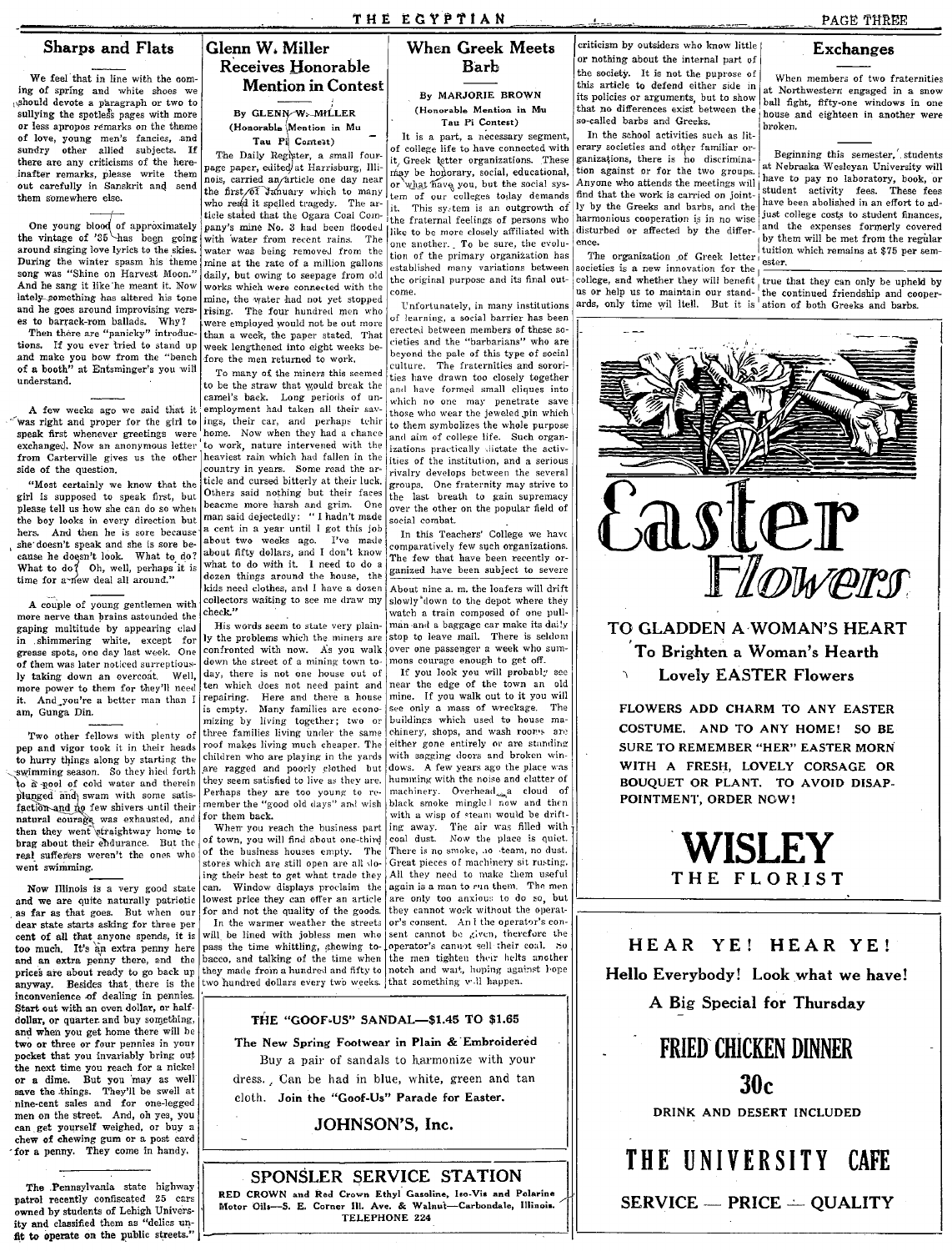## Sharps and Flats

We feel that in line with the coming of spring and white shoes we should devote a paragraph or two to sullying the spotless pages with more or less apropos remarks on the theme of love, young men's fancies, and sundry other allied subjects. If there are any criticisms of the hereinafter remarks, please write them out carefully in Sanskrit and send them somewhere else.

One young blood of approximately the vintage of '35 has been going around singing love lyrics to the skies. During the winter spasm his theme song was "Shine on Harvest Moon." And he sang it like he meant it. Now lately something has altered his tone and he goes around improvising verses to barrack-rom ballads. Why?

Then there are "panicky" introductions. If you ever tried to stand up and make you bow from the "bench of a booth" at Entsminger's you will understand.

A few weeks ago we said that it was right and proper for the girl to speak first whenever greetings were exchanged. Now an anonymous letter from Carterville gives us the other side of the question.

"Most certainly we know that the girl is supposed to speak first, but please tell us how she can do so when the boy looks in every direction but hers. And then he is sore because she doesn't speak and she is sore because he doesn't look. What to do? What to do? Oh, well, perhaps it is time for a new deal all around."

A couple of young gentlemen with more nerve than brains astounded the gaping multitude by appearing clad in shimmering white, except for grease spots, one day last week. One of them was later noticed surreptitiously taking down an overcoat. Well, more power to them for they'll need it. And you're a better man than I am, Gunga Din.

Two other fellows with plenty of pep and vigor took it in their heads to hurry things along by starting the swimming season. So they hied forth to a pool of cold water and therein plunged and swam with some satisfaction and no few shivers until their natural courage was exhausted, and then they went straightway home to brag about their endurance. But the real sufferers weren't the ones who went swimming.

Now Illinois is a very good state and we are quite naturally patriotic as far as that goes. But when our dear state starts asking for three per cent of all that anyone spends, it is too much. It's an extra penny here and an extra penny there, and the prices are about ready to go back up anyway. Besides that there is the inconvenience of dealing in pennies. Start out with an even dollar, or half-dollar, or quarter and buy something, and when you get home there will be two or three or four pennies in your pocket that you invariably bring out the next time you reach for a nickel or a dime. But you may as well save the things. They'll be swell at nine-cent sales and for one-legged men on the street. And, oh yes, you can get yourself weighed, or buy a chew of chewing gum or a post card for a penny. They come in handy.

The Pennsylvania state highway patrol recently confiscated 25 cars owned by students of Lehigh University and classified them as "delics unfit to operate on the public streets."

## Glenn W. Miller Receives Honorable Mention in Contest

By GLENN W. MILLER
(Honorable Mention in Mu Tau Pi Contest)

The Daily Register, a small four-page paper, edited at Harrisburg, Illinois, carried an article one day near the first of January which to many who read it spelled tragedy. The article stated that the Ogara Coal Company's mine No. 3 had been flooded with water from recent rains. The water was being removed from the mine at the rate of a million gallons daily, but owing to seepage from old works which were connected with the mine, the water had not yet stopped rising. The four hundred men who were employed would not be out more than a week, the paper stated. That week lengthened into eight weeks before the men returned to work.

To many of the miners this seemed to be the straw that would break the camel's back. Long periods of unemployment had taken all their savings, their car, and perhaps their home. Now when they had a chance to work, nature intervened with the heaviest rain which had fallen in the country in years. Some read the article and cursed bitterly at their luck. Others said nothing but their faces beacme more harsh and grim. One man said dejectedly: "I hadn't made a cent in a year until I got this job about two weeks ago. I've made about fifty dollars, and I don't know what to do with it. I need to do a dozen things around the house, the kids need clothes, and I have a dozen collectors waiting to see me draw my check."

His words seem to state very plainly the problems which the miners are confronted with now. As you walk down the street of a mining town today, there is not one house out of ten which does not need paint and repairing. Here and there a house is empty. Many families are economizing by living together; two or three families living under the same roof makes living much cheaper. The children who are playing in the yards are ragged and poorly clothed but they seem satisfied to live as they are. Perhaps they are too young to remember the "good old days" and wish for them back.

When you reach the business part of town, you will find about one-third of the business houses empty. The stores which are still open are all doing their best to get what trade they can. Window displays proclaim the lowest price they can offer an article for and not the quality of the goods.

In the warmer weather the streets will be lined with jobless men who pass the time whittling, chewing tobacco, and talking of the time when they made from a hundred and fifty to two hundred dollars every two weeks.

About nine a. m. the loafers will drift slowly down to the depot where they watch a train composed of one pullman and a baggage car make its daily stop to leave mail. There is seldom over one passenger a week who summons courage enough to get off.

If you look you will probably see near the edge of the town an old mine. If you walk out to it you will see only a mass of wreckage. The buildings which used to house machinery, shops, and wash rooms are either gone entirely or are standing with sagging doors and broken windows. A few years ago the place was humming with the noise and clatter of machinery. Overhead a cloud of black smoke mingled now and then with a wisp of steam would be drifting away. The air was filled with coal dust. Now the place is quiet. There is no smoke, no steam, no dust. Great pieces of machinery sit rusting. All they need to make them useful again is a man to run them. The men are only too anxious to do so, but they cannot work without the operator's consent. And the operator's consent cannot be given, therefore the operator's cannot sell their coal. So the men tighten their belts another notch and wait, hoping against hope that something will happen.

## When Greek Meets Barb

By MARJORIE BROWN
(Honorable Mention in Mu Tau Pi Contest)

It is a part, a necessary segment, of college life to have connected with it, Greek letter organizations. These may be honorary, social, educational, or what have you, but the social system of our colleges today demands it. This system is an outgrowth of the fraternal feelings of persons who like to be more closely affiliated with one another. To be sure, the evolution of the primary organization has established many variations between the original purpose and its final outcome.

Unfortunately, in many institutions of learning, a social barrier has been erected between members of these societies and the "barbarians" who are beyond the pale of this type of social culture. The fraternities and sororities have drawn too closely together and have formed small cliques into which no one may penetrate save those who wear the jeweled pin which to them symbolizes the whole purpose and aim of college life. Such organizations practically dictate the activities of the institution, and a serious rivalry develops between the several groups. One fraternity may strive to the last breath to gain supremacy over the other on the popular field of social combat.

In this Teachers' College we have comparatively few such organizations. The few that have been recently organized have been subject to severe criticism by outsiders who know little or nothing about the internal part of the society. It is not the purpose of this article to defend either side in its policies or arguments, but to show that no differences exist between the so-called barbs and Greeks.

In the school activities such as literary societies and other familiar organizations, there is no discrimination against or for the two groups. Anyone who attends the meetings will find that the work is carried on jointly by the Greeks and barbs, and the harmonious cooperation is in no wise disturbed or affected by the difference.

The organization of Greek letter societies is a new innovation for the college, and whether they will benefit us or help us to maintain our standards, only time will tell. But it is true that they can only be upheld by the continued friendship and cooperation of both Greeks and barbs.

## Exchanges

When members of two fraternities at Northwestern engaged in a snow ball fight, fifty-one windows in one house and eighteen in another were broken.

Beginning this semester, students at Nebraska Wesleyan University will have to pay no laboratory, book, or student activity fees. These fees have been abolished in an effort to adjust college costs to student finances, and the expenses formerly covered by them will be met from the regular tuition which remains at $75 per semester.

---

**THE "GOOF-US" SANDAL—$1.45 TO $1.65**

**The New Spring Footwear in Plain & Embroidered**

Buy a pair of sandals to harmonize with your dress. Can be had in blue, white, green and tan cloth. **Join the "Goof-Us" Parade for Easter.**

**JOHNSON'S, Inc.**

---

**SPONSLER SERVICE STATION**

**RED CROWN and Red Crown Ethyl Gasoline, Iso-Vis and Polarine Motor Oils—S. E. Corner Ill. Ave. & Walnut—Carbondale, Illinois.**

**TELEPHONE 224**

---

**Easter Flowers**

**TO GLADDEN A WOMAN'S HEART**

**To Brighten a Woman's Hearth**

**Lovely EASTER Flowers**

**FLOWERS ADD CHARM TO ANY EASTER COSTUME. AND TO ANY HOME! SO BE SURE TO REMEMBER "HER" EASTER MORN WITH A FRESH, LOVELY CORSAGE OR BOUQUET OR PLANT. TO AVOID DISAPPOINTMENT, ORDER NOW!**

**WISLEY**
**THE FLORIST**

---

**HEAR YE! HEAR YE!**

**Hello Everybody! Look what we have!**

**A Big Special for Thursday**

**FRIED CHICKEN DINNER**

**30c**

**DRINK AND DESERT INCLUDED**

**THE UNIVERSITY CAFE**

**SERVICE — PRICE — QUALITY**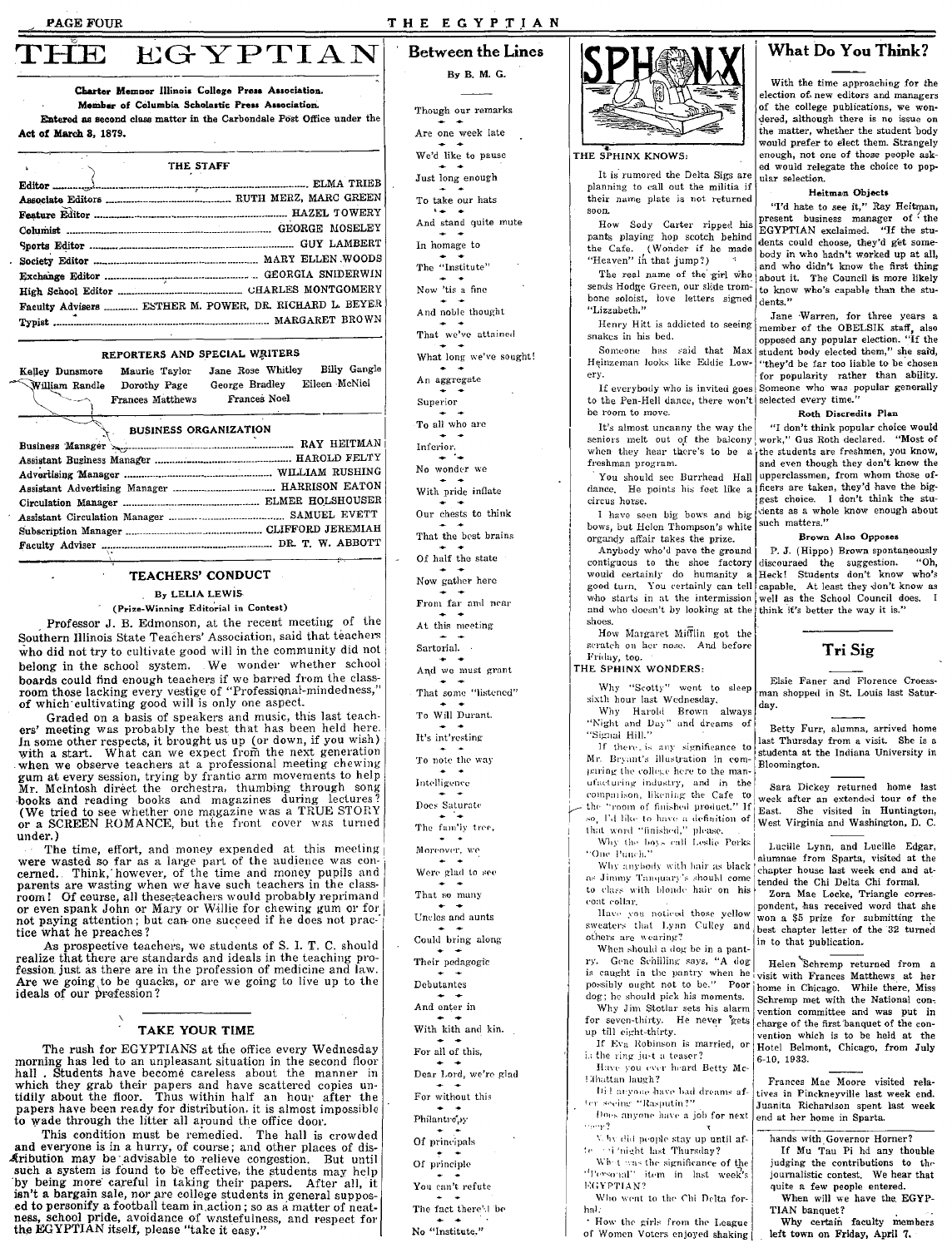# THE EGYPTIAN

**Charter Member Illinois College Press Association.**
**Member of Columbia Scholastic Press Association.**
**Entered as second class matter in the Carbondale Post Office under the Act of March 3, 1879.**

### THE STAFF

| | |
|---|---|
| Editor | ELMA TRIEB |
| Associate Editors | RUTH MERZ, MARC GREEN |
| Feature Editor | HAZEL TOWERY |
| Columnist | GEORGE MOSELEY |
| Sports Editor | GUY LAMBERT |
| Society Editor | MARY ELLEN WOODS |
| Exchange Editor | GEORGIA SNIDERWIN |
| High School Editor | CHARLES MONTGOMERY |
| Faculty Advisers | ESTHER M. POWER, DR. RICHARD L. BEYER |
| Typist | MARGARET BROWN |

### REPORTERS AND SPECIAL WRITERS

Kelley Dunsmore, Maurie Taylor, Jane Rose Whitley, Billy Gangle, William Randle, Dorothy Page, George Bradley, Eileen McNiel, Frances Matthews, Frances Noel

### BUSINESS ORGANIZATION

| | |
|---|---|
| Business Manager | RAY HEITMAN |
| Assistant Business Manager | HAROLD FELTY |
| Advertising Manager | WILLIAM RUSHING |
| Assistant Advertising Manager | HARRISON EATON |
| Circulation Manager | ELMER HOLSHOUSER |
| Assistant Circulation Manager | SAMUEL EVETT |
| Subscription Manager | CLIFFORD JEREMIAH |
| Faculty Adviser | DR. T. W. ABBOTT |

## TEACHERS' CONDUCT

By LELIA LEWIS

(Prize-Winning Editorial in Contest)

Professor J. B. Edmonson, at the recent meeting of the Southern Illinois State Teachers' Association, said that teachers who did not try to cultivate good will in the community did not belong in the school system. We wonder whether school boards could find enough teachers if we barred from the classroom those lacking every vestige of "Professional-mindedness," of which cultivating good will is only one aspect.

Graded on a basis of speakers and music, this last teachers' meeting was probably the best that has been held here. In some other respects, it brought us up (or down, if you wish) with a start. What can we expect from the next generation when we observe teachers at a professional meeting chewing gum at every session, trying by frantic arm movements to help Mr. McIntosh direct the orchestra, thumbing through song books and reading books and magazines during lectures? (We tried to see whether one magazine was a TRUE STORY or a SCREEN ROMANCE, but the front cover was turned under.)

The time, effort, and money expended at this meeting were wasted so far as a large part of the audience was concerned. Think, however, of the time and money pupils and parents are wasting when we have such teachers in the classroom! Of course, all these teachers would probably reprimand or even spank John or Mary or Willie for chewing gum or for not paying attention; but can one succeed if he does not practice what he preaches?

As prospective teachers, we students of S. I. T. C. should realize that there are standards and ideals in the teaching profession just as there are in the profession of medicine and law. Are we going to be quacks, or are we going to live up to the ideals of our profession?

## TAKE YOUR TIME

The rush for EGYPTIANS at the office every Wednesday morning has led to an unpleasant situation in the second floor hall. Students have become careless about the manner in which they grab their papers and have scattered copies untidily about the floor. Thus within half an hour after the papers have been ready for distribution, it is almost impossible to wade through the litter all around the office door.

This condition must be remedied. The hall is crowded and everyone is in a hurry, of course; and other places of distribution may be advisable to relieve congestion. But until such a system is found to be effective, the students may help by being more careful in taking their papers. After all, it isn't a bargain sale, nor are college students in general supposed to personify a football team in action; so as a matter of neatness, school pride, avoidance of wastefulness, and respect for the EGYPTIAN itself, please "take it easy."

## Between the Lines

By B. M. G.

Though our remarks
Are one week late
We'd like to pause
Just long enough
To take our hats
And stand quite mute
In homage to
The "Institute"
Now 'tis a fine
And noble thought
That we've attained
What long we've sought!
An aggregate
Superior
To all who are
Inferior.
No wonder we
With pride inflate
Our chests to think
That the best brains
Of half the state
Now gather here
From far and near
At this meeting
Sartorial.
And we must grant
That some "listened"
To Will Durant.
It's int'resting
To note the way
Intelligence
Does Saturate
The fam'ly tree,
Moreover, we
Were glad to see
That so many
Uncles and aunts
Could bring along
Their pedagogic
Debutantes
And enter in
With kith and kin.
For all of this,
Dear Lord, we're glad
For without this
Philantropy
Of principals
Of principle
You can't refute
The fact there'd be
No "Institute."

## SPHINX

**THE SPHINX KNOWS:**

It is rumored the Delta Sigs are planning to call out the militia if their name plate is not returned soon.

How Sody Carter ripped his pants playing hop scotch behind the Cafe. (Wonder if he made "Heaven" in that jump?)

The real name of the girl who sends Hodge Green, our slide trombone soloist, love letters signed "Lizzabeth."

Henry Hitt is addicted to seeing snakes in his bed.

Someone has said that Max Heinzeman looks like Eddie Lowery.

If everybody who is invited goes to the Pen-Hell dance, there won't be room to move.

It's almost uncanny the way the seniors melt out of the balcony when they hear there's to be a freshman program.

You should see Burrhead Hall dance. He points his feet like a circus horse.

I have seen big bows and big bows, but Helen Thompson's white organdy affair takes the prize.

Anybody who'd pave the ground contiguous to the shoe factory would certainly do humanity a good turn. You certainly can tell who starts in at the intermission and who doesn't by looking at the shoes.

How Margaret Mifflin got the scratch on her nose. And before Friday, too.

**THE SPHINX WONDERS:**

Why "Scotty" went to sleep sixth hour last Wednesday.

Why Harold Brown always "Night and Day" and dreams of "Signal Hill."

If there is any significance to Mr. Bryant's illustration in comparing the college here to the manufacturing industry, and in the comparison, likening the Cafe to the "room of finished product." If so, I'd like to have a definition of that word "finished," please.

Why the boys call Leslie Perks "One Punch."

Why anybody with hair as black as Jimmy Tanquary's should come to class with blonde hair on his coat collar.

Have you noticed those yellow sweaters that Lynn Culley and others are wearing?

When should a dog be in a pantry. Gene Schilling says, "A dog is caught in the pantry when he possibly ought not to be." Poor dog; he should pick his moments.

Why Jim Stotlar sets his alarm for seven-thirty. He never gets up till eight-thirty.

If Eva Robinson is married, or is the ring just a teaser?

Have you ever heard Betty McElhattan laugh?

Did anyone have bad dreams after seeing "Rasputin?"

Does anyone have a job for next year?

Why did people stay up until after midnight last Thursday?

What was the significance of the "Personal" item in last week's EGYPTIAN?

Who went to the Chi Delta formal.

How the girls from the League of Women Voters enjoyed shaking hands with Governor Horner?

If Mu Tau Pi had any thouble judging the contributions to the journalistic contest. We hear that quite a few people entered.

When will we have the EGYPTIAN banquet?

Why certain faculty members left town on Friday, April 7.

## What Do You Think?

With the time approaching for the election of new editors and managers of the college publications, we wondered, although there is no issue on the matter, whether the student body would prefer to elect them. Strangely enough, not one of those people asked would relegate the choice to popular selection.

**Heitman Objects**

"I'd hate to see it," Ray Heitman, present business manager of the EGYPTIAN exclaimed. "If the students could choose, they'd get somebody in who hadn't worked up at all, and who didn't know the first thing about it. The Council is more likely to know who's capable than the students."

Jane Warren, for three years a member of the OBELISK staff, also opposed any popular election. "If the student body elected them," she said, "they'd be far too liable to be chosen for popularity rather than ability. Someone who was popular generally selected every time."

**Roth Discredits Plan**

"I don't think popular choice would work," Gus Roth declared. "Most of the students are freshmen, you know, and even though they don't know the upperclassmen, from whom those officers are taken, they'd have the biggest choice. I don't think the students as a whole know enough about such matters."

**Brown Also Opposes**

P. J. (Hippo) Brown spontaneously discouraed the suggestion. "Oh, Heck! Students don't know who's capable. At least they don't know as well as the School Council does. I think it's better the way it is."

## Tri Sig

Elsie Faner and Florence Croessman shopped in St. Louis last Saturday.

Betty Furr, alumna, arrived home last Thursday from a visit. She is a studenta at the Indiana University in Bloomington.

Sara Dickey returned home last week after an extended tour of the East. She visited in Huntington, West Virginia and Washington, D. C.

Lucille Lynn, and Lucille Edgar, alumnae from Sparta, visited at the chapter house last week end and attended the Chi Delta Chi formal.

Zora Mae Locke, Triangle correspondent, has received word that she won a $5 prize for submitting the best chapter letter of the 32 turned in to that publication.

Helen Schremp returned from a visit with Frances Matthews at her home in Chicago. While there, Miss Schremp met with the National convention committee and was put in charge of the first banquet of the convention which is to be held at the Hotel Belmont, Chicago, from July 6-10, 1933.

Frances Mae Moore visited relatives in Pinckneyville last week end. Juanita Richardson spent last week end at her home in Sparta.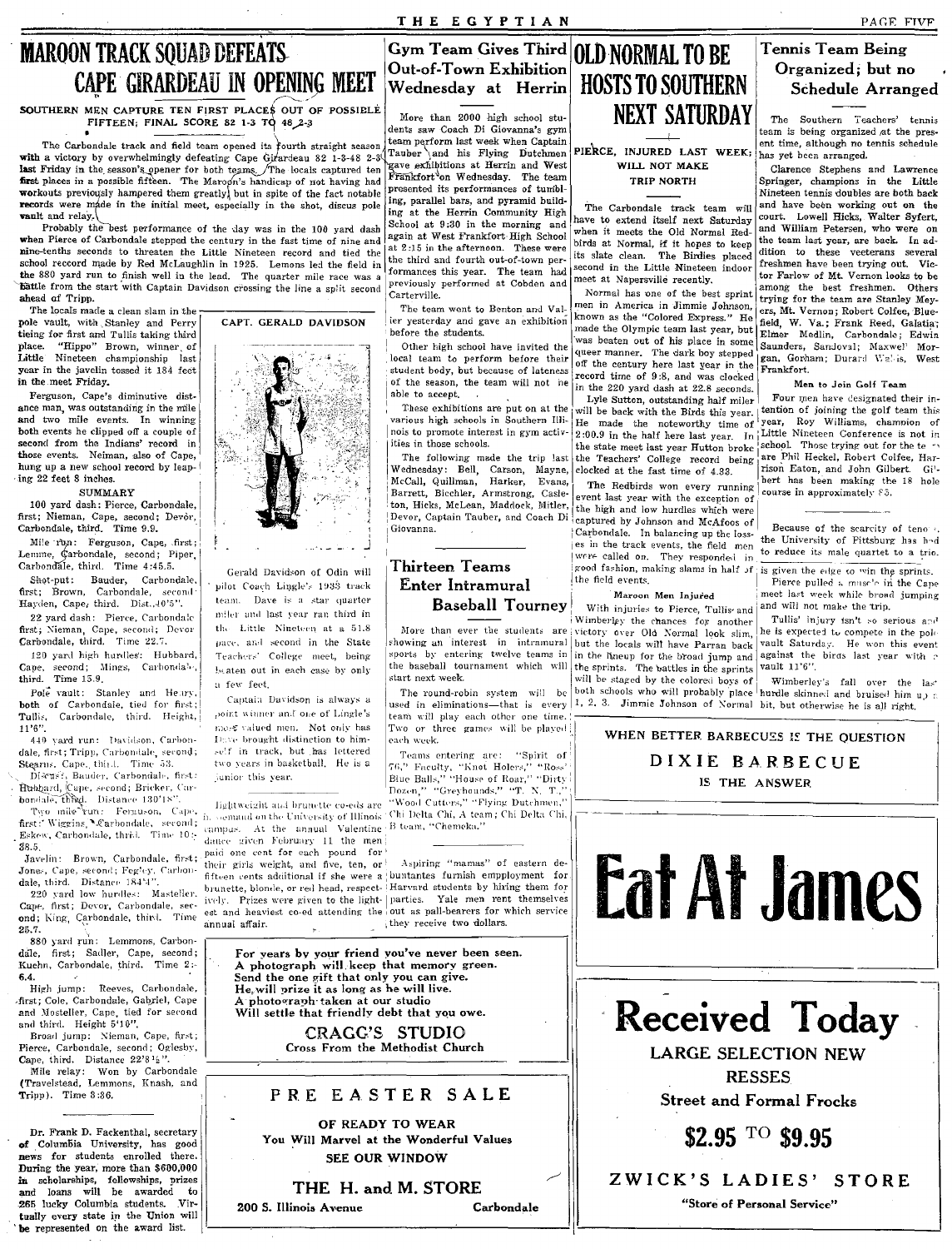# MAROON TRACK SQUAD DEFEATS CAPE GIRARDEAU IN OPENING MEET

### SOUTHERN MEN CAPTURE TEN FIRST PLACES OUT OF POSSIBLE FIFTEEN; FINAL SCORE 82 1-3 TO 48 2-3

The Carbondale track and field team opened its fourth straight season with a victory by overwhelmingly defeating Cape Girardeau 82 1-3-48 2-3 last Friday in the season's opener for both teams. The locals captured ten first places in a possible fifteen. The Maroon's handicap of not having had workouts previously hampered them greatly, but in spite of the fact notable records were made in the initial meet, especially in the shot, discus pole vault and relay.

Probably the best performance of the day was in the 100 yard dash when Pierce of Carbondale stepped the century in the fast time of nine and nine-tenths seconds to threaten the Little Nineteen record and tied the school record made by Red McLaughlin in 1925. Lemons led the field in the 880 yard run to finish well in the lead. The quarter mile race was a battle from the start with Captain Davidson crossing the line a split second ahead of Tripp.

The locals made a clean slam in the pole vault, with Stanley and Perry tieing for first and Tullis taking third place. "Hippo" Brown, winner of Little Nineteen championship last year in the javelin tossed it 184 feet in the meet Friday.

Ferguson, Cape's diminutive distance man, was outstanding in the mile and two mile events. In winning both events he clipped off a couple of second from the Indians' record in those events. Neiman, also of Cape, hung up a new school record by leaping 22 feet 8 inches.

**SUMMARY**

100 yard dash: Pierce, Carbondale, first; Nieman, Cape, second; Devor, Carbondale, third. Time 9.9.

Mile run: Ferguson, Cape, first; Lemme, Carbondale, second; Piper, Carbondale, third. Time 4:45.5.

Shot-put: Bauder, Carbondale, first; Brown, Carbondale, second; Hayden, Cape, third. Dist. 40'5".

22 yard dash: Pierce, Carbondale first; Nieman, Cape, second; Devor Carbondale, third. Time 22.7.

120 yard high hurdles: Hubbard, Cape, second; Mings, Carbondale, third. Time 15.9.

Pole vault: Stanley and Henry, both of Carbondale, tied for first; Tullis, Carbondale, third. Height, 11'6".

440 yard run: Davidson, Carbondale, first; Tripp, Carbondale, second; Stearns, Cape, third. Time 53.

Discus: Bauder, Carbondale, first; Hubbard, Cape, second; Bricker, Carbondale, third. Distance 130'18".

Two mile run: Ferguson, Cape, first; Wiggins, Carbondale, second; Eskew, Carbondale, third. Time 10:38.5.

Javelin: Brown, Carbondale, first; Jones, Cape, second; Fegley, Carbondale, third. Distance 184'4".

220 yard low hurdles: Masteller, Cape, first; Devor, Carbondale, second; King, Carbondale, third. Time 25.7.

880 yard run: Lemmons, Carbondale, first; Sadler, Cape, second; Kuehn, Carbondale, third. Time 2:6.4.

High jump: Reeves, Carbondale, first; Cole, Carbondale, Gabriel, Cape and Mosteller, Cape, tied for second and third. Height 5'10".

Broad jump: Nieman, Cape, first; Pierce, Carbondale, second; Oglesby, Cape, third. Distance 22'8½".

Mile relay: Won by Carbondale (Travelstead, Lemmons, Knash, and Tripp). Time 3:36.

---

Dr. Frank D. Fackenthal, secretary of Columbia University, has good news for students enrolled there. During the year, more than $600,000 in scholarships, fellowships, prizes and loans will be awarded to 265 lucky Columbia students. Virtually every state in the Union will be represented on the award list.

---

**CAPT. GERALD DAVIDSON**

Gerald Davidson of Odin will pilot Coach Lingle's 1933 track team. Dave is a star quarter miler and last year ran third in the Little Nineteen at a 51.8 pace, and second in the State Teachers' College meet, being beaten out in each case by only a few feet.

Captain Davidson is always a point winner and one of Lingle's most valued men. Not only has Dave brought distinction to himself in track, but has lettered two years in basketball. He is a junior this year.

---

Lightweight and brunette co-eds are in demand on the University of Illinois campus. At the annual Valentine dance given February 11 the men paid one cent for each pound for their girls weight, and five, ten, or fifteen cents additional if she were a brunette, blonde, or red head, respectively. Prizes were given to the lightest and heaviest co-ed attending the annual affair.

---

## Gym Team Gives Third Out-of-Town Exhibition Wednesday at Herrin

More than 2000 high school students saw Coach Di Giovanna's gym team perform last week when Captain Tauber and his Flying Dutchmen gave exhibitions at Herrin and West Frankfort on Wednesday. The team presented its performances of tumbling, parallel bars, and pyramid building at the Herrin Community High School at 9:30 in the morning and again at West Frankfort High School at 2:15 in the afternoon. These were the third and fourth out-of-town performances this year. The team had previously performed at Cobden and Carterville.

The team went to Benton and Valier yesterday and gave an exhibition before the students.

Other high school have invited the local team to perform before their student body, but because of lateness of the season, the team will not be able to accept.

These exhibitions are put on at the various high schools in Southern Illinois to promote interest in gym activities in those schools.

The following made the trip last Wednesday: Bell, Carson, Mayne, McCall, Quillman, Harker, Evans, Barrett, Bicchler, Armstrong, Casleton, Hicks, McLean, Maddock, Mitler, Devor, Captain Tauber, and Coach Di Giovanna.

## Thirteen Teams Enter Intramural Baseball Tourney

More than ever the students are showing an interest in intramural sports by entering twelve teams in the baseball tournament which will start next week.

The round-robin system will be used in eliminations—that is every team will play each other one time. Two or three games will be played each week.

Teams entering are: "Spirit of 76," Faculty, "Knot Holers," "Ross' Blue Balls," "House of Roar," "Dirty Dozen," "Greyhounds," "T. N. T.," "Wood Cutters," "Flying Dutchmen," Chi Delta Chi, A team; Chi Delta Chi, B team, "Chemeka."

---

Aspiring "mamas" of eastern debuntantes furnish employment for Harvard students by hiring them for parties. Yale men rent themselves out as pall-bearers for which service they receive two dollars.

---

## OLD NORMAL TO BE HOSTS TO SOUTHERN NEXT SATURDAY

### PIERCE, INJURED LAST WEEK; WILL NOT MAKE TRIP NORTH

The Carbondale track team will have to extend itself next Saturday when it meets the Old Normal Redbirds at Normal, if it hopes to keep its slate clean. The Birdies placed second in the Little Nineteen indoor meet at Napersville recently.

Normal has one of the best sprint men in America in Jimmie Johnson, known as the "Colored Express." He made the Olympic team last year, but was beaten out of his place in some queer manner. The dark boy stepped off the century here last year in the record time of 9:8, and was clocked in the 220 yard dash at 22.8 seconds.

Lyle Sutton, outstanding half miler will be back with the Birds this year. He made the noteworthy time of 2:00.9 in the half here last year. In the state meet last year Hutton broke the Teachers' College record being clocked at the fast time of 4.33.

The Redbirds won every running event last year with the exception of the high and low hurdles which were captured by Johnson and McAfoos of Carbondale. In balancing up the losses in the track events, the field men were called on. They responded in good fashion, making slams in half of the field events.

**Maroon Men Injured**

With injuries to Pierce, Tullis and Wimberley the chances for another victory over Old Normal look slim, but the locals will have Parran back in the lineup for the broad jump and the sprints. The battles in the sprints will be staged by the colored boys of both schools who will probably place 1, 2, 3. Jimmie Johnson of Normal

## Tennis Team Being Organized; but no Schedule Arranged

The Southern Teachers' tennis team is being organized at the present time, although no tennis schedule has yet been arranged.

Clarence Stephens and Lawrence Springer, champions in the Little Nineteen tennis doubles are both back and have been working out on the court. Lowell Hicks, Walter Syfert, and William Petersen, who were on the team last year, are back. In addition to these veeterans several freshmen have been trying out. Victor Farlow of Mt. Vernon looks to be among the best freshmen. Others trying for the team are Stanley Meyers, Mt. Vernon; Robert Colfee, Bluefield, W. Va.; Frank Reed, Galatia; Elmer Medlin, Carbondale; Edwin Saunders, Sandoval; Maxwell Morgan, Gorham; Durard Walkis, West Frankfort.

**Men to Join Golf Team**

Four men have designated their intention of joining the golf team this year, Roy Williams, champion of Little Nineteen Conference is not in school. Those trying out for the team are Phil Heckel, Robert Colfee, Harrison Eaton, and John Gilbert. Gilbert has been making the 18 hole course in approximately 85.

---

Because of the scarcity of tenors, the University of Pittsburg has had to reduce its male quartet to a trio.

is given the edge to win the sprints.

Pierce pulled a muscle in the Cape meet last week while broad jumping and will not make the trip.

Tullis' injury isn't so serious and he is expected to compete in the pole vault Saturday. He won this event against the birds last year with a vault 11'6".

Wimberley's fall over the last hurdle skinned and bruised him up a bit, but otherwise he is all right.

---

WHEN BETTER BARBECUES IS THE QUESTION

**DIXIE BARBECUE**

IS THE ANSWER

---

# Eat At James

---

For years by your friend you've never been seen.
A photograph will keep that memory green.
Send the one gift that only you can give.
He will prize it as long as he will live.
A photograph taken at our studio
Will settle that friendly debt that you owe.

**CRAGG'S STUDIO**
Cross From the Methodist Church

---

**PRE EASTER SALE**

OF READY TO WEAR
You Will Marvel at the Wonderful Values
SEE OUR WINDOW

**THE H. and M. STORE**
200 S. Illinois Avenue — Carbondale

---

# Received Today

LARGE SELECTION NEW RESSES
Street and Formal Frocks

**$2.95 TO $9.95**

**ZWICK'S LADIES' STORE**
"Store of Personal Service"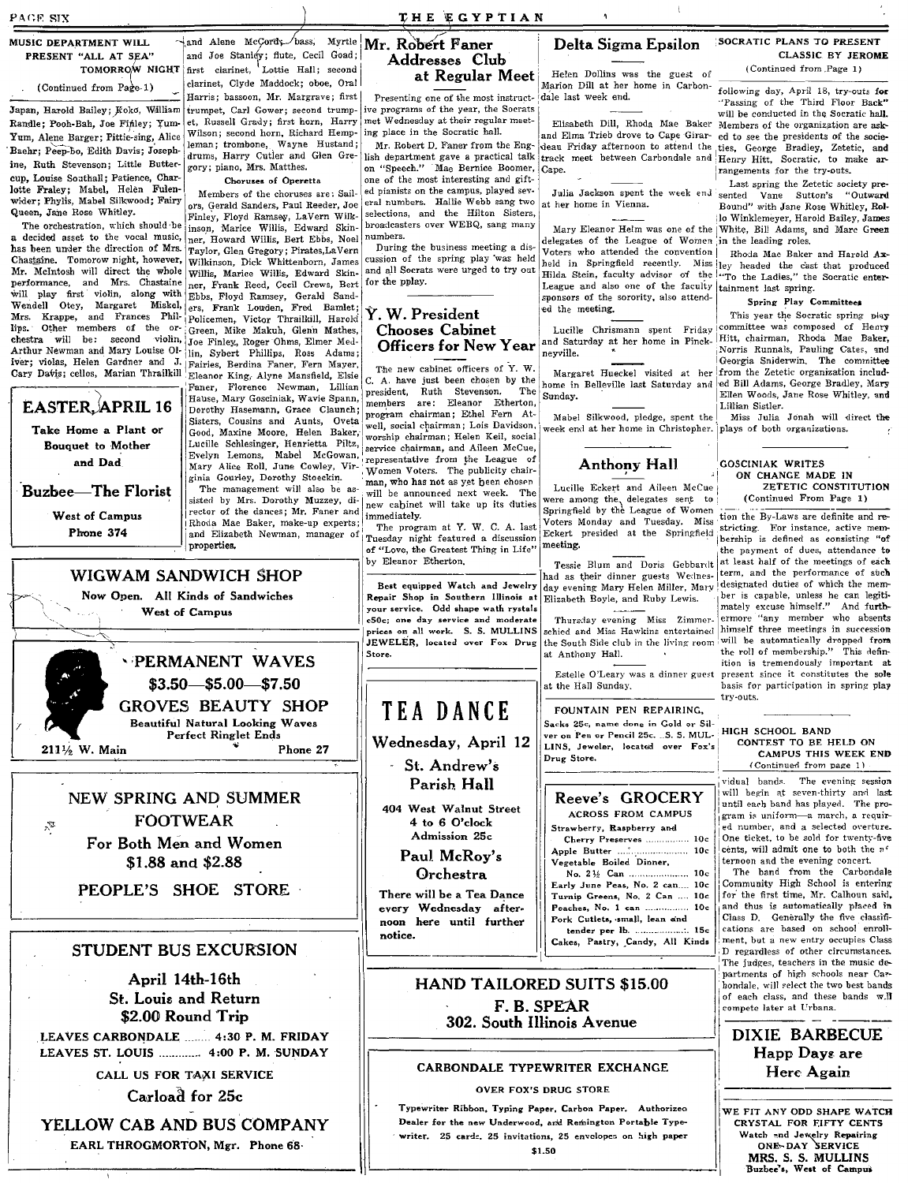## MUSIC DEPARTMENT WILL PRESENT "ALL AT SEA" TOMORROW NIGHT

(Continued from Page 1)

Japan, Harold Bailey; Koko, William Randle; Pooh-Bah, Joe Finley; Yum-Yum, Alene Barger; Pittie-sing, Alice Baehr; Peep-bo, Edith Davis; Josephine, Ruth Stevenson; Little Buttercup, Louise Southall; Patience, Charlotte Fraley; Mabel, Helen Fulenwider; Phylis, Mabel Silkwood; Fairy Queen, Jane Rose Whitley.

The orchestration, which should be a decided asset to the vocal music, has been under the direction of Mrs. Chastaine. Tomorrow night, however, Mr. McIntosh will direct the whole performance, and Mrs. Chastaine will play first violin, along with Wendell Otey, Margaret Miskel, Mrs. Krappe, and Frances Phillips. Other members of the orchestra will be: second violin, Arthur Newman and Mary Louise Oliver; violas, Helen Gardner and J. Cary Davis; cellos, Marian Thrailkill and Alene McCord; bass, Myrtle and Joe Stanley; flute, Cecil Goad; first clarinet, Lottie Hall; second clarinet, Clyde Maddock; oboe, Oral Harris; bassoon, Mr. Margrave; first trumpet, Carl Gower; second trumpet, Russell Grady; first horn, Harry Wilson; second horn, Richard Hempleman; trombone, Wayne Hustand; drums, Harry Cutler and Glen Gregory; piano, Mrs. Matthes.

### Choruses of Operetta

Members of the choruses are: Sailors, Gerald Sanders, Paul Reeder, Joe Finley, Floyd Ramsey, LaVern Wilkinson, Marice Willis, Edward Skinner, Howard Willis, Bert Ebbs, Noel Taylor, Glen Gregory; Pirates, LaVern Wilkinson, Dick Whittenborn, James Willis, Marice Willis, Edward Skinner, Frank Reed, Cecil Crews, Bert Ebbs, Floyd Ramsey, Gerald Sanders, Frank Louden, Fred Bamlet; Policemen, Victor Thrailkill, Harold Green, Mike Makuh, Glenn Mathes, Joe Finley, Roger Ohms, Elmer Medlin, Sybert Phillips, Ross Adams; Fairies, Berdina Faner, Fern Mayer, Eleanor King, Alyne Mansfield, Elsie Faner, Florence Newman, Lillian Hause, Mary Gosciniak, Wavie Spann, Dorothy Hasemann, Grace Claunch; Sisters, Cousins and Aunts, Oveta Good, Maxine Moore, Helen Baker, Lucille Schlesinger, Henrietta Piltz, Evelyn Lemons, Mabel McGowan, Mary Alice Roll, June Cowley, Virginia Gourley, Dorothy Stoeckin.

The management will also be assisted by Mrs. Dorothy Muzzey, director of the dances; Mr. Faner and Rhoda Mae Baker, make-up experts; and Elizabeth Newman, manager of properties.

---

**EASTER, APRIL 16**

Take Home a Plant or Bouquet to Mother and Dad

**Buzbee—The Florist**

West of Campus

Phone 374

---

**WIGWAM SANDWICH SHOP**

Now Open. All Kinds of Sandwiches

West of Campus

---

**PERMANENT WAVES**

**$3.50—$5.00—$7.50**

**GROVES BEAUTY SHOP**

Beautiful Natural Looking Waves

Perfect Ringlet Ends

211½ W. Main — Phone 27

---

**NEW SPRING AND SUMMER FOOTWEAR**

For Both Men and Women

$1.88 and $2.88

**PEOPLE'S SHOE STORE**

---

**STUDENT BUS EXCURSION**

April 14th-16th

St. Louis and Return

$2.00 Round Trip

LEAVES CARBONDALE ....... 4:30 P. M. FRIDAY

LEAVES ST. LOUIS ............ 4:00 P. M. SUNDAY

CALL US FOR TAXI SERVICE

Carload for 25c

**YELLOW CAB AND BUS COMPANY**

EARL THROGMORTON, Mgr. Phone 68

---

## Mr. Robert Faner Addresses Club at Regular Meet

Presenting one of the most instructive programs of the year, the Socrats met Wednesday at their regular meeting place in the Socratic hall.

Mr. Robert D. Faner from the English department gave a practical talk on "Speech." Mae Bernice Boomer, one of the most interesting and gifted pianists on the campus, played several numbers. Hallie Webb sang two selections, and the Hilton Sisters, broadcasters over WEBQ, sang many numbers.

During the business meeting a discussion of the spring play was held and all Socrats were urged to try out for the pplay.

## Y. W. President Chooses Cabinet Officers for New Year

The new cabinet officers of Y. W. C. A. have just been chosen by the president, Ruth Stevenson. The members are: Eleanor Etherton, program chairman; Ethel Fern Atwell, social chairman; Lois Davidson, worship chairman; Helen Keil, social service chairman, and Aileen McCue, representative from the League of Women Voters. The publicity chairman, who has not as yet been chosen will be announced next week. The new cabinet will take up its duties immediately.

The program at Y. W. C. A. last Tuesday night featured a discussion of "Love, the Greatest Thing in Life" by Eleanor Etherton.

---

**Best equipped Watch and Jewelry Repair Shop in Southern Illinois at your service.** Odd shape wath rystals c50c; one day service and moderate prices on all work. S. S. MULLINS JEWELER, located over Fox Drug Store.

---

**TEA DANCE**

Wednesday, April 12

St. Andrew's Parish Hall

404 West Walnut Street

4 to 6 O'clock

Admission 25c

**Paul McRoy's Orchestra**

There will be a Tea Dance every Wednesday afternoon here until further notice.

---

**HAND TAILORED SUITS $15.00**

**F. B. SPEAR**

302. South Illinois Avenue

---

**CARBONDALE TYPEWRITER EXCHANGE**

OVER FOX'S DRUG STORE

Typewriter Ribbon, Typing Paper, Carbon Paper. Authorized Dealer for the new Underwood, and Remington Portable Typewriter. 25 cards, 25 invitations, 25 envelopes on high paper $1.50

---

## Delta Sigma Epsilon

Helen Dollins was the guest of Marion Dill at her home in Carbondale last week end.

Elisabeth Dill, Rhoda Mae Baker and Elma Trieb drove to Cape Girardeau Friday afternoon to attend the track meet between Carbondale and Cape.

Julia Jackson spent the week end at her home in Vienna.

Mary Eleanor Helm was one of the delegates of the League of Women Voters who attended the convention held in Springfield recently. Miss Hilda Stein, faculty advisor of the League and also one of the faculty sponsors of the sorority, also attended the meeting.

Lucille Chrismann spent Friday and Saturday at her home in Pinckneyville.

Margaret Hueckel visited at her home in Belleville last Saturday and Sunday.

Mabel Silkwood, pledge, spent the week end at her home in Christopher.

## Anthony Hall

Lucille Eckert and Aileen McCue were among the delegates sent to Springfield by the League of Women Voters Monday and Tuesday. Miss Eckert presided at the Springfield meeting.

Tessie Blum and Doris Gebbardt had as their dinner guests Wednesday evening Mary Helen Miller, Mary Elizabeth Boyle, and Ruby Lewis.

Thursday evening Miss Zimmerschied and Miss Hawkins entertained the South Side club in the living room at Anthony Hall.

Estelle O'Leary was a dinner guest at the Hall Sunday.

---

**FOUNTAIN PEN REPAIRING,** Sacks 25c, name done in Gold or Silver on Pen or Pencil 25c. S. S. MULLINS, Jeweler, located over Fox's Drug Store.

---

**Reeve's GROCERY**

ACROSS FROM CAMPUS

| | |
|---|---|
| Strawberry, Raspberry and Cherry Preserves | 10c |
| Apple Butter | 10c |
| Vegetable Boiled Dinner, No. 2½ Can | 10c |
| Early June Peas, No. 2 can | 10c |
| Turnip Greens, No. 2 Can | 10c |
| Peaches, No. 1 can | 10c |
| Pork Cutlets, small, lean and tender per lb. | 15c |

Cakes, Pastry, Candy, All Kinds

---

## SOCRATIC PLANS TO PRESENT CLASSIC BY JEROME

(Continued from Page 1)

following day, April 18, try-outs for "Passing of the Third Floor Back" will be conducted in the Socratic hall. Members of the organization are asked to see the presidents of the societies, George Bradley, Zetetic, and Henry Hitt, Socratic, to make arrangements for the try-outs.

Last spring the Zetetic society presented Vane Sutton's "Outward Bound" with Jane Rose Whitley, Rollo Winklemeyer, Harold Bailey, James White, Bill Adams, and Marc Green in the leading roles.

Rhoda Mae Baker and Harold Axley headed the cast that produced "To the Ladies," the Socratic entertainment last spring.

### Spring Play Committees

This year the Socratic spring play committee was composed of Henry Hitt, chairman, Rhoda Mae Baker, Norris Runnals, Pauline Cates, and Georgia Sniderwin. The committee from the Zetetic organization included Bill Adams, George Bradley, Mary Ellen Woods, Jane Rose Whitley, and Lillian Sistler.

Miss Julia Jonah will direct the plays of both organizations.

## GOSCINIAK WRITES ON CHANGE MADE IN ZETETIC CONSTITUTION

(Continued From Page 1)

tion the By-Laws are definite and restricting. For instance, active membership is defined as consisting "of the payment of dues, attendance to at least half of the meetings of each term, and the performance of such designated duties of which the member is capable, unless he can legitimately excuse himself." And furthermore "any member who absents himself three meetings in succession will be automatically dropped from the roll of membership." This definition is tremendously important at present since it constitutes the sole basis for participation in spring play try-outs.

## HIGH SCHOOL BAND CONTEST TO BE HELD ON CAMPUS THIS WEEK END

(Continued from page 1)

vidual bands. The evening session will begin at seven-thirty and last until each band has played. The program is uniform—a march, a required number, and a selected overture. One ticket, to be sold for twenty-five cents, will admit one to both the afternoon and the evening concert.

The band from the Carbondale Community High School is entering for the first time, Mr. Calhoun said, and thus is automatically placed in Class D. Generally the five classifications are based on school enrollment, but a new entry occupies Class D regardless of other circumstances. The judges, teachers in the music departments of high schools near Carbondale, will select the two best bands of each class, and these bands will compete later at Urbana.

---

**DIXIE BARBECUE**

Happ Days are Here Again

---

**WE FIT ANY ODD SHAPE WATCH CRYSTAL FOR FIFTY CENTS**

Watch and Jewelry Repairing

ONE-DAY SERVICE

**MRS. S. S. MULLINS**

Buzbee's, West of Campus